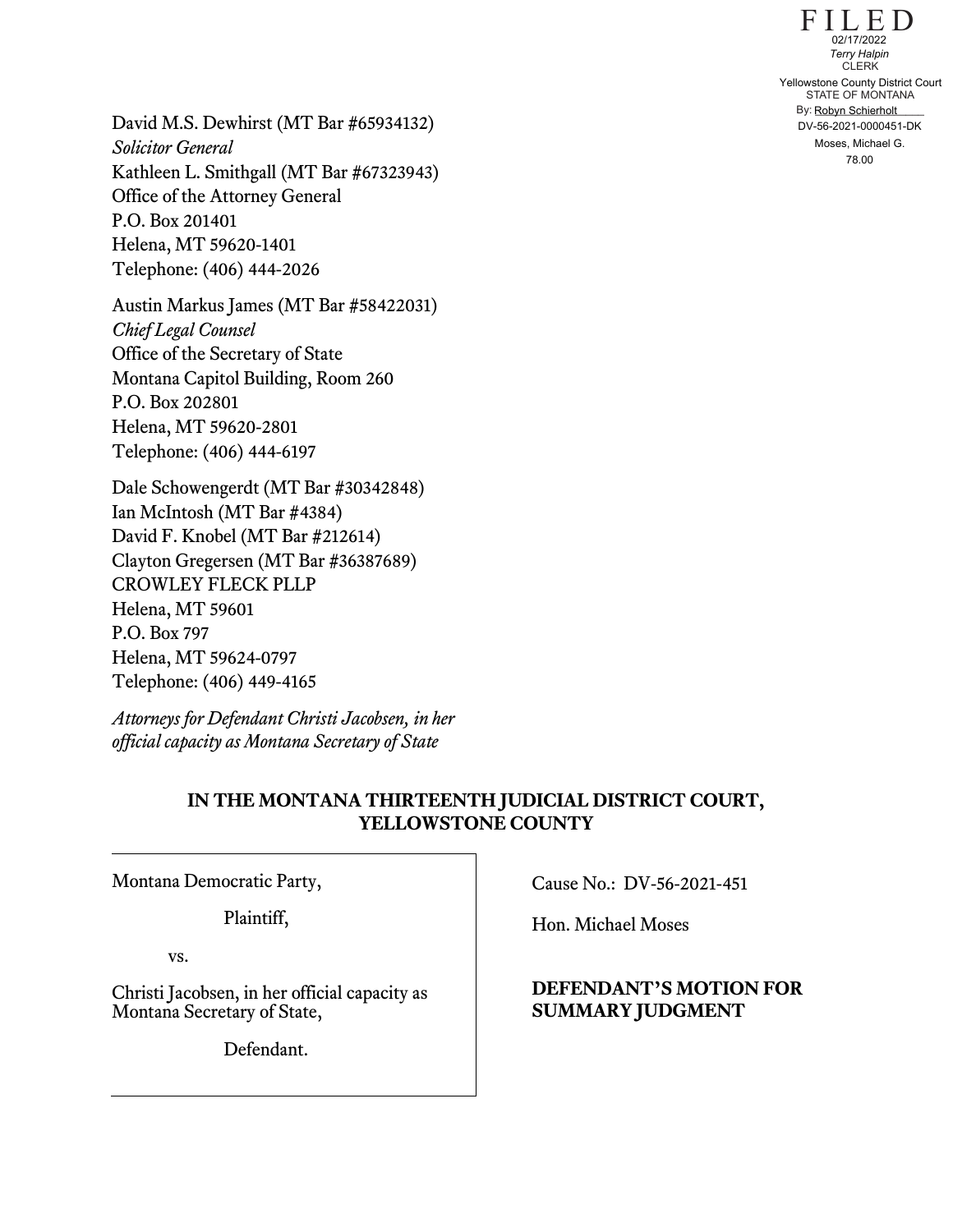FILED
02/17/2022
*Terry Halpin*
CLERK
Yellowstone County District Court
STATE OF MONTANA
By: Robyn Schierholt
DV-56-2021-0000451-DK
Moses, Michael G.
78.00

David M.S. Dewhirst (MT Bar #65934132)
*Solicitor General*
Kathleen L. Smithgall (MT Bar #67323943)
Office of the Attorney General
P.O. Box 201401
Helena, MT 59620-1401
Telephone: (406) 444-2026

Austin Markus James (MT Bar #58422031)
*Chief Legal Counsel*
Office of the Secretary of State
Montana Capitol Building, Room 260
P.O. Box 202801
Helena, MT 59620-2801
Telephone: (406) 444-6197

Dale Schowengerdt (MT Bar #30342848)
Ian McIntosh (MT Bar #4384)
David F. Knobel (MT Bar #212614)
Clayton Gregersen (MT Bar #36387689)
CROWLEY FLECK PLLP
Helena, MT 59601
P.O. Box 797
Helena, MT 59624-0797
Telephone: (406) 449-4165

*Attorneys for Defendant Christi Jacobsen, in her official capacity as Montana Secretary of State*

**IN THE MONTANA THIRTEENTH JUDICIAL DISTRICT COURT, YELLOWSTONE COUNTY**

Montana Democratic Party,

Plaintiff,

vs.

Christi Jacobsen, in her official capacity as Montana Secretary of State,

Defendant.

Cause No.: DV-56-2021-451

Hon. Michael Moses

**DEFENDANT'S MOTION FOR SUMMARY JUDGMENT**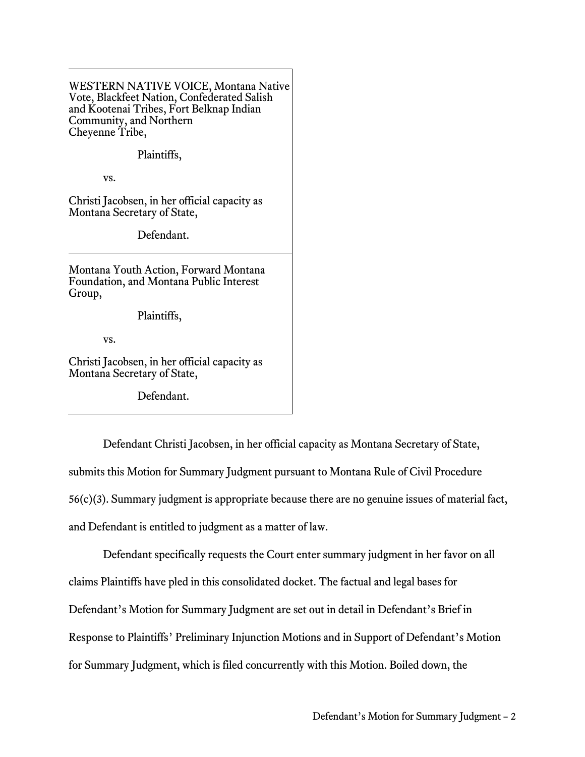WESTERN NATIVE VOICE, Montana Native Vote, Blackfeet Nation, Confederated Salish and Kootenai Tribes, Fort Belknap Indian Community, and Northern Cheyenne Tribe,

Plaintiffs,

vs.

Christi Jacobsen, in her official capacity as Montana Secretary of State,

Defendant.

---

Montana Youth Action, Forward Montana Foundation, and Montana Public Interest Group,

Plaintiffs,

vs.

Christi Jacobsen, in her official capacity as Montana Secretary of State,

Defendant.

---

Defendant Christi Jacobsen, in her official capacity as Montana Secretary of State, submits this Motion for Summary Judgment pursuant to Montana Rule of Civil Procedure 56(c)(3). Summary judgment is appropriate because there are no genuine issues of material fact, and Defendant is entitled to judgment as a matter of law.

Defendant specifically requests the Court enter summary judgment in her favor on all claims Plaintiffs have pled in this consolidated docket. The factual and legal bases for Defendant's Motion for Summary Judgment are set out in detail in Defendant's Brief in Response to Plaintiffs' Preliminary Injunction Motions and in Support of Defendant's Motion for Summary Judgment, which is filed concurrently with this Motion. Boiled down, the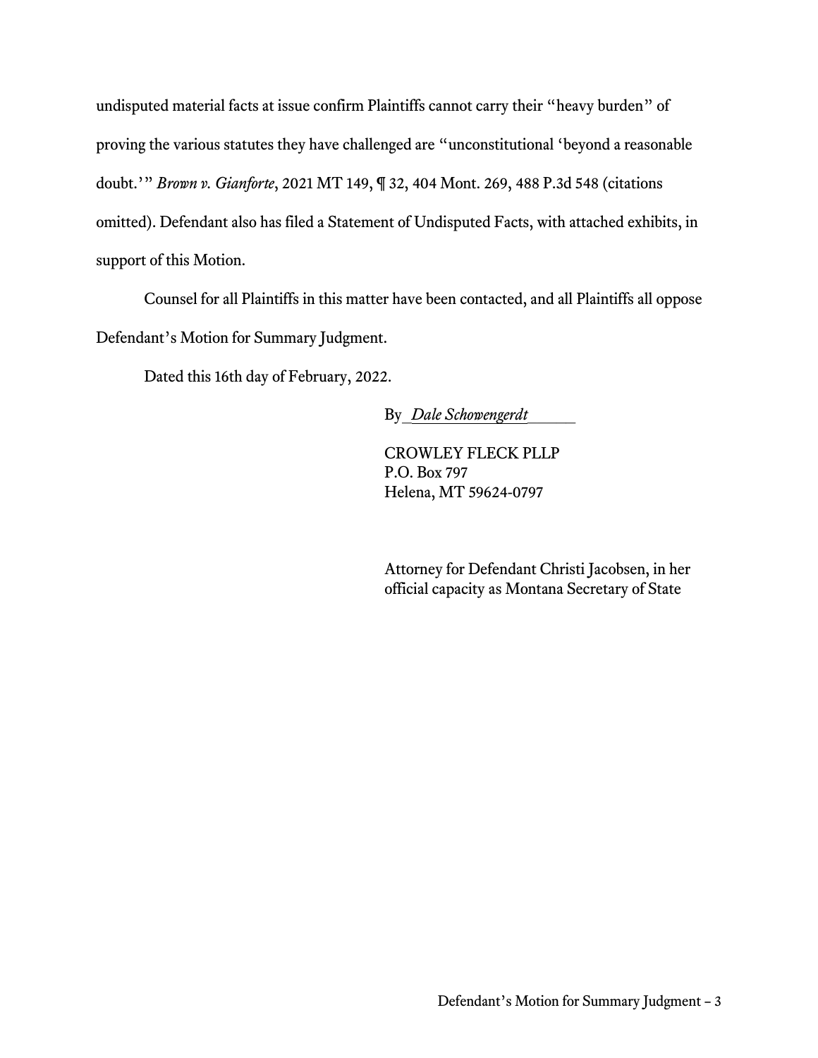undisputed material facts at issue confirm Plaintiffs cannot carry their "heavy burden" of proving the various statutes they have challenged are "unconstitutional 'beyond a reasonable doubt.'" *Brown v. Gianforte*, 2021 MT 149, ¶ 32, 404 Mont. 269, 488 P.3d 548 (citations omitted). Defendant also has filed a Statement of Undisputed Facts, with attached exhibits, in support of this Motion.

Counsel for all Plaintiffs in this matter have been contacted, and all Plaintiffs all oppose Defendant's Motion for Summary Judgment.

Dated this 16th day of February, 2022.

By *Dale Schowengerdt*

CROWLEY FLECK PLLP
P.O. Box 797
Helena, MT 59624-0797

Attorney for Defendant Christi Jacobsen, in her official capacity as Montana Secretary of State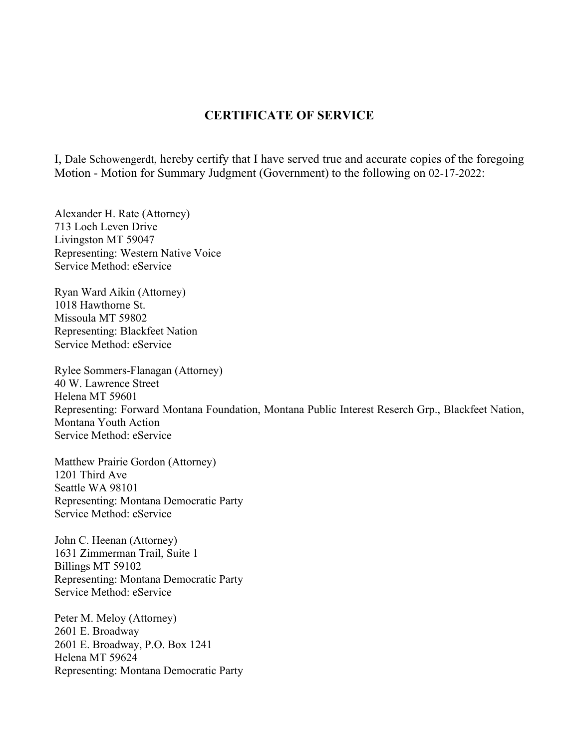# CERTIFICATE OF SERVICE

I, Dale Schowengerdt, hereby certify that I have served true and accurate copies of the foregoing Motion - Motion for Summary Judgment (Government) to the following on 02-17-2022:

Alexander H. Rate (Attorney)
713 Loch Leven Drive
Livingston MT 59047
Representing: Western Native Voice
Service Method: eService

Ryan Ward Aikin (Attorney)
1018 Hawthorne St.
Missoula MT 59802
Representing: Blackfeet Nation
Service Method: eService

Rylee Sommers-Flanagan (Attorney)
40 W. Lawrence Street
Helena MT 59601
Representing: Forward Montana Foundation, Montana Public Interest Reserch Grp., Blackfeet Nation, Montana Youth Action
Service Method: eService

Matthew Prairie Gordon (Attorney)
1201 Third Ave
Seattle WA 98101
Representing: Montana Democratic Party
Service Method: eService

John C. Heenan (Attorney)
1631 Zimmerman Trail, Suite 1
Billings MT 59102
Representing: Montana Democratic Party
Service Method: eService

Peter M. Meloy (Attorney)
2601 E. Broadway
2601 E. Broadway, P.O. Box 1241
Helena MT 59624
Representing: Montana Democratic Party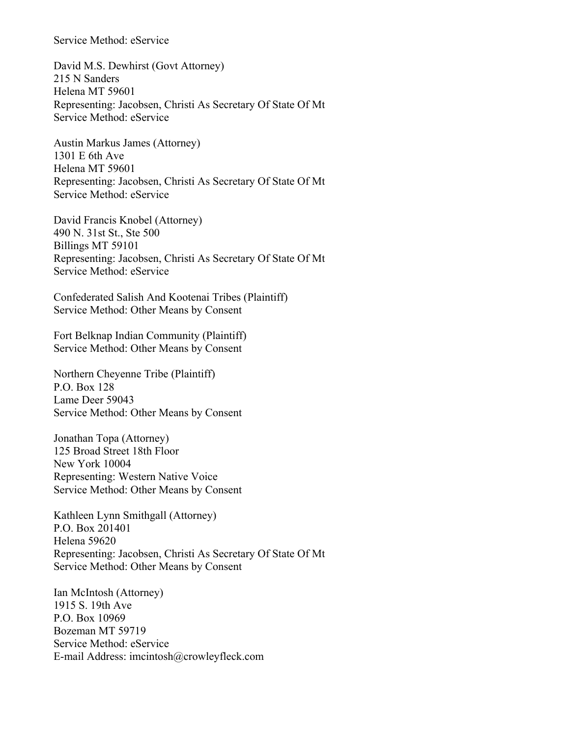Service Method: eService

David M.S. Dewhirst (Govt Attorney)
215 N Sanders
Helena MT 59601
Representing: Jacobsen, Christi As Secretary Of State Of Mt
Service Method: eService

Austin Markus James (Attorney)
1301 E 6th Ave
Helena MT 59601
Representing: Jacobsen, Christi As Secretary Of State Of Mt
Service Method: eService

David Francis Knobel (Attorney)
490 N. 31st St., Ste 500
Billings MT 59101
Representing: Jacobsen, Christi As Secretary Of State Of Mt
Service Method: eService

Confederated Salish And Kootenai Tribes (Plaintiff)
Service Method: Other Means by Consent

Fort Belknap Indian Community (Plaintiff)
Service Method: Other Means by Consent

Northern Cheyenne Tribe (Plaintiff)
P.O. Box 128
Lame Deer 59043
Service Method: Other Means by Consent

Jonathan Topa (Attorney)
125 Broad Street 18th Floor
New York 10004
Representing: Western Native Voice
Service Method: Other Means by Consent

Kathleen Lynn Smithgall (Attorney)
P.O. Box 201401
Helena 59620
Representing: Jacobsen, Christi As Secretary Of State Of Mt
Service Method: Other Means by Consent

Ian McIntosh (Attorney)
1915 S. 19th Ave
P.O. Box 10969
Bozeman MT 59719
Service Method: eService
E-mail Address: imcintosh@crowleyfleck.com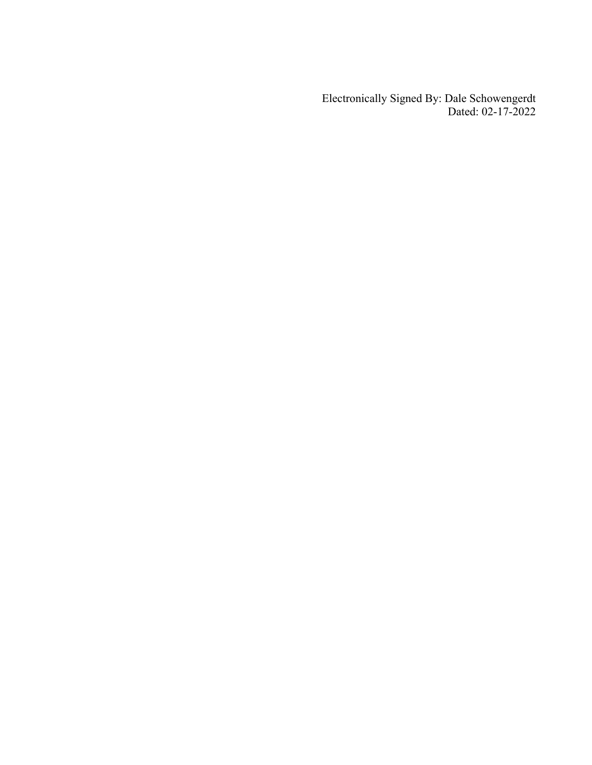Electronically Signed By: Dale Schowengerdt
Dated: 02-17-2022